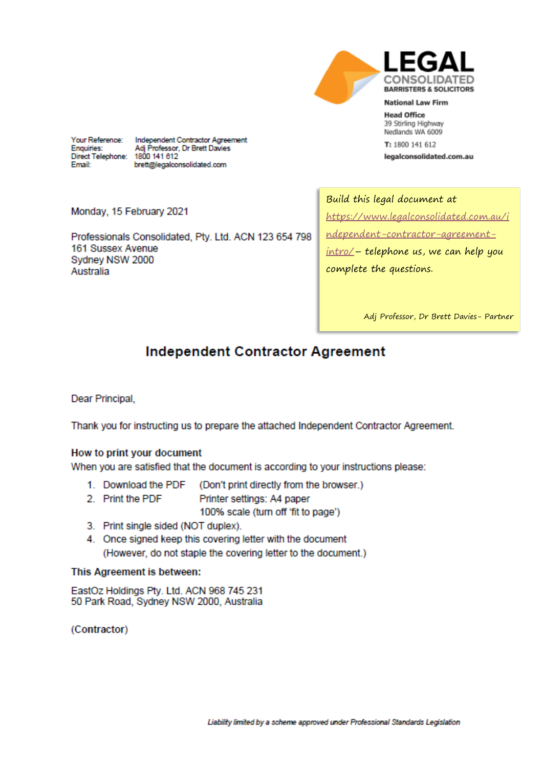**LEGAL CONSOLIDATED**
**BARRISTERS & SOLICITORS**

**National Law Firm**

**Head Office**
39 Stirling Highway
Nedlands WA 6009

**T:** 1800 141 612

**legalconsolidated.com.au**

| | |
|---|---|
| Your Reference: | Independent Contractor Agreement |
| Enquiries: | Adj Professor, Dr Brett Davies |
| Direct Telephone: | 1800 141 612 |
| Email: | brett@legalconsolidated.com |

Build this legal document at https://www.legalconsolidated.com.au/independent-contractor-agreement-intro/ – telephone us, we can help you complete the questions.

Adj Professor, Dr Brett Davies- Partner

Monday, 15 February 2021

Professionals Consolidated, Pty. Ltd. ACN 123 654 798
161 Sussex Avenue
Sydney NSW 2000
Australia

# Independent Contractor Agreement

Dear Principal,

Thank you for instructing us to prepare the attached Independent Contractor Agreement.

**How to print your document**

When you are satisfied that the document is according to your instructions please:

1. Download the PDF (Don't print directly from the browser.)
2. Print the PDF Printer settings: A4 paper
   100% scale (turn off 'fit to page')
3. Print single sided (NOT duplex).
4. Once signed keep this covering letter with the document
   (However, do not staple the covering letter to the document.)

**This Agreement is between:**

EastOz Holdings Pty. Ltd. ACN 968 745 231
50 Park Road, Sydney NSW 2000, Australia

(Contractor)

*Liability limited by a scheme approved under Professional Standards Legislation*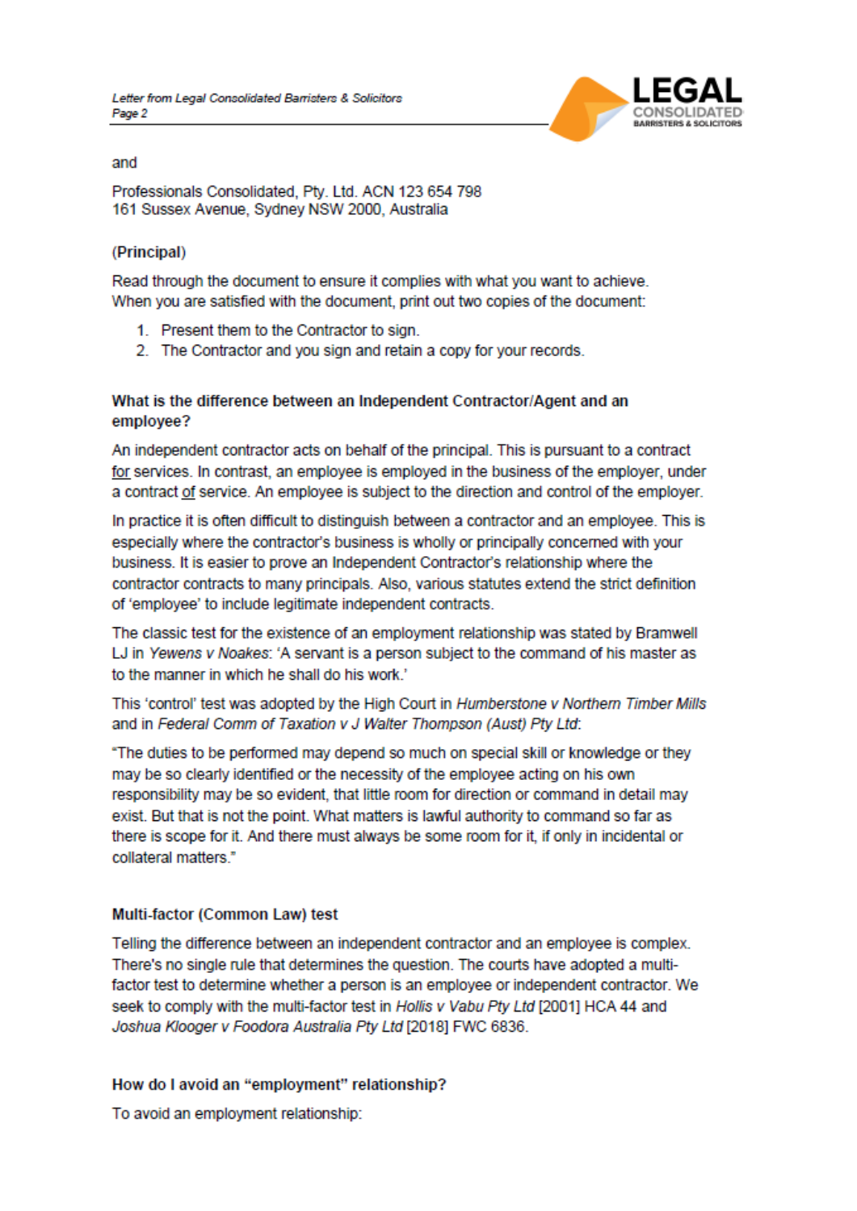and

Professionals Consolidated, Pty. Ltd. ACN 123 654 798
161 Sussex Avenue, Sydney NSW 2000, Australia

**(Principal)**

Read through the document to ensure it complies with what you want to achieve. When you are satisfied with the document, print out two copies of the document:

1. Present them to the Contractor to sign.
2. The Contractor and you sign and retain a copy for your records.

### What is the difference between an Independent Contractor/Agent and an employee?

An independent contractor acts on behalf of the principal. This is pursuant to a contract <u>for</u> services. In contrast, an employee is employed in the business of the employer, under a contract <u>of</u> service. An employee is subject to the direction and control of the employer.

In practice it is often difficult to distinguish between a contractor and an employee. This is especially where the contractor's business is wholly or principally concerned with your business. It is easier to prove an Independent Contractor's relationship where the contractor contracts to many principals. Also, various statutes extend the strict definition of 'employee' to include legitimate independent contracts.

The classic test for the existence of an employment relationship was stated by Bramwell LJ in *Yewens v Noakes*: 'A servant is a person subject to the command of his master as to the manner in which he shall do his work.'

This 'control' test was adopted by the High Court in *Humberstone v Northern Timber Mills* and in *Federal Comm of Taxation v J Walter Thompson (Aust) Pty Ltd*:

"The duties to be performed may depend so much on special skill or knowledge or they may be so clearly identified or the necessity of the employee acting on his own responsibility may be so evident, that little room for direction or command in detail may exist. But that is not the point. What matters is lawful authority to command so far as there is scope for it. And there must always be some room for it, if only in incidental or collateral matters."

### Multi-factor (Common Law) test

Telling the difference between an independent contractor and an employee is complex. There's no single rule that determines the question. The courts have adopted a multi-factor test to determine whether a person is an employee or independent contractor. We seek to comply with the multi-factor test in *Hollis v Vabu Pty Ltd* [2001] HCA 44 and *Joshua Klooger v Foodora Australia Pty Ltd* [2018] FWC 6836.

### How do I avoid an "employment" relationship?

To avoid an employment relationship: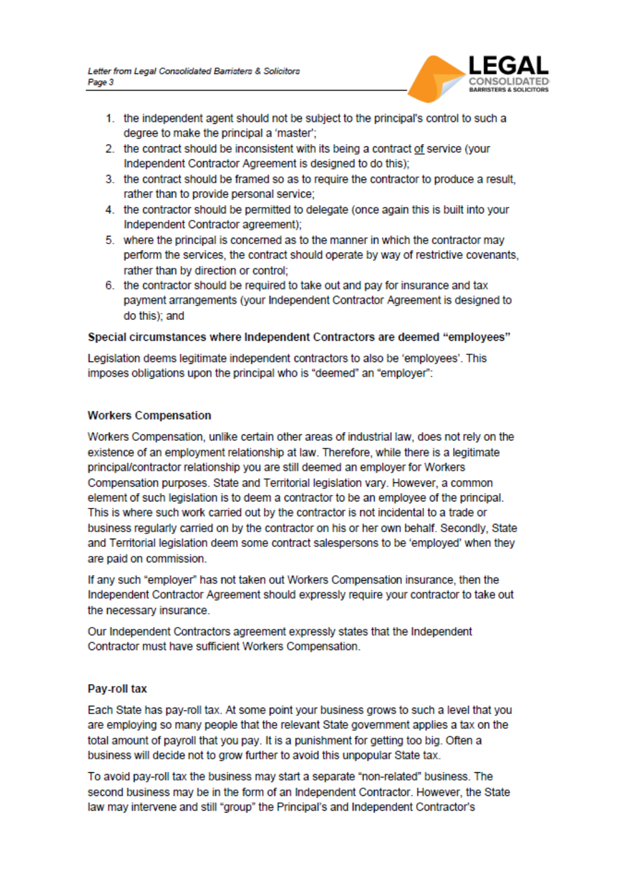1. the independent agent should not be subject to the principal's control to such a degree to make the principal a 'master';
2. the contract should be inconsistent with its being a contract of service (your Independent Contractor Agreement is designed to do this);
3. the contract should be framed so as to require the contractor to produce a result, rather than to provide personal service;
4. the contractor should be permitted to delegate (once again this is built into your Independent Contractor agreement);
5. where the principal is concerned as to the manner in which the contractor may perform the services, the contract should operate by way of restrictive covenants, rather than by direction or control;
6. the contractor should be required to take out and pay for insurance and tax payment arrangements (your Independent Contractor Agreement is designed to do this); and

**Special circumstances where Independent Contractors are deemed "employees"**

Legislation deems legitimate independent contractors to also be 'employees'. This imposes obligations upon the principal who is "deemed" an "employer":

**Workers Compensation**

Workers Compensation, unlike certain other areas of industrial law, does not rely on the existence of an employment relationship at law. Therefore, while there is a legitimate principal/contractor relationship you are still deemed an employer for Workers Compensation purposes. State and Territorial legislation vary. However, a common element of such legislation is to deem a contractor to be an employee of the principal. This is where such work carried out by the contractor is not incidental to a trade or business regularly carried on by the contractor on his or her own behalf. Secondly, State and Territorial legislation deem some contract salespersons to be 'employed' when they are paid on commission.

If any such "employer" has not taken out Workers Compensation insurance, then the Independent Contractor Agreement should expressly require your contractor to take out the necessary insurance.

Our Independent Contractors agreement expressly states that the Independent Contractor must have sufficient Workers Compensation.

**Pay-roll tax**

Each State has pay-roll tax. At some point your business grows to such a level that you are employing so many people that the relevant State government applies a tax on the total amount of payroll that you pay. It is a punishment for getting too big. Often a business will decide not to grow further to avoid this unpopular State tax.

To avoid pay-roll tax the business may start a separate "non-related" business. The second business may be in the form of an Independent Contractor. However, the State law may intervene and still "group" the Principal's and Independent Contractor's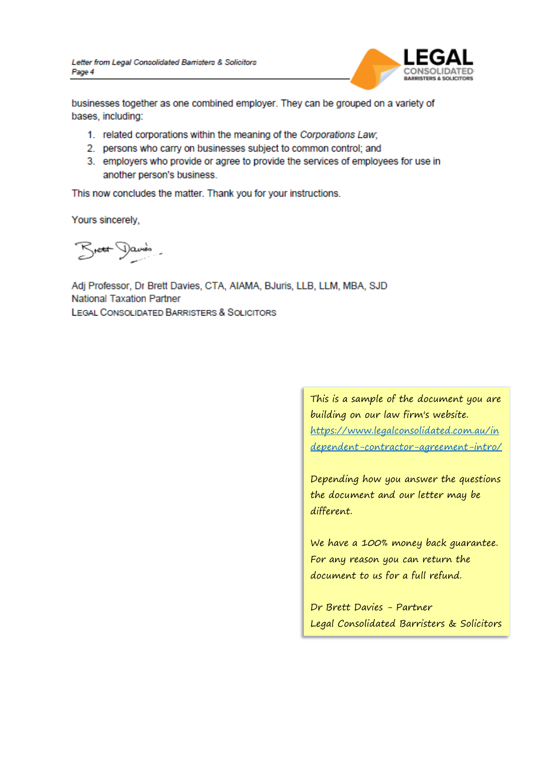businesses together as one combined employer. They can be grouped on a variety of bases, including:

1. related corporations within the meaning of the *Corporations Law*;
2. persons who carry on businesses subject to common control; and
3. employers who provide or agree to provide the services of employees for use in another person's business.

This now concludes the matter. Thank you for your instructions.

Yours sincerely,

Adj Professor, Dr Brett Davies, CTA, AIAMA, BJuris, LLB, LLM, MBA, SJD
National Taxation Partner
LEGAL CONSOLIDATED BARRISTERS & SOLICITORS

This is a sample of the document you are building on our law firm's website. https://www.legalconsolidated.com.au/independent-contractor-agreement-intro/

Depending how you answer the questions the document and our letter may be different.

We have a 100% money back guarantee. For any reason you can return the document to us for a full refund.

Dr Brett Davies - Partner
Legal Consolidated Barristers & Solicitors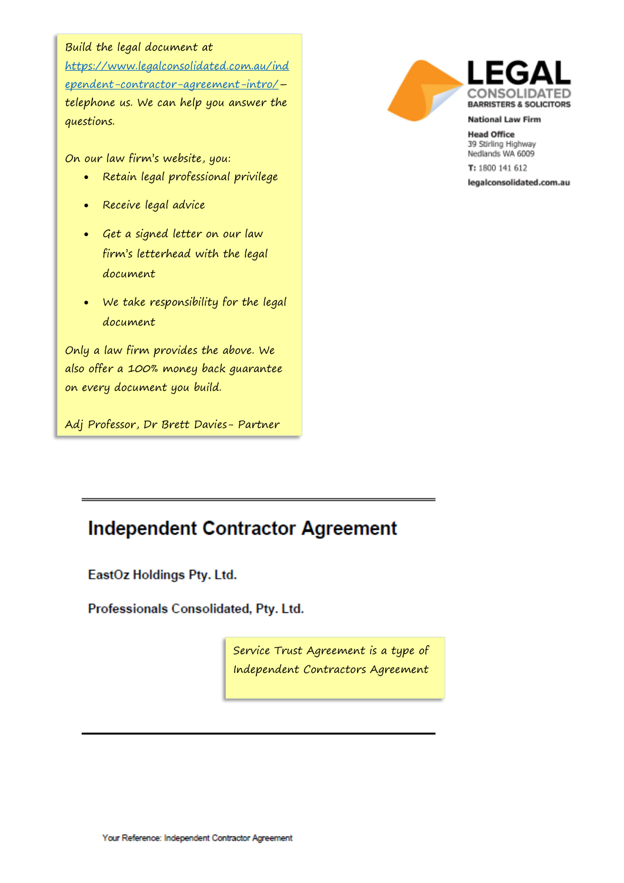Build the legal document at https://www.legalconsolidated.com.au/independent-contractor-agreement-intro/ – telephone us. We can help you answer the questions.

On our law firm's website, you:

- Retain legal professional privilege
- Receive legal advice
- Get a signed letter on our law firm's letterhead with the legal document
- We take responsibility for the legal document

Only a law firm provides the above. We also offer a 100% money back guarantee on every document you build.

Adj Professor, Dr Brett Davies- Partner

**LEGAL CONSOLIDATED**
**BARRISTERS & SOLICITORS**

**National Law Firm**

**Head Office**
39 Stirling Highway
Nedlands WA 6009

**T:** 1800 141 612

**legalconsolidated.com.au**

# Independent Contractor Agreement

**EastOz Holdings Pty. Ltd.**

**Professionals Consolidated, Pty. Ltd.**

Service Trust Agreement is a type of Independent Contractors Agreement

Your Reference: Independent Contractor Agreement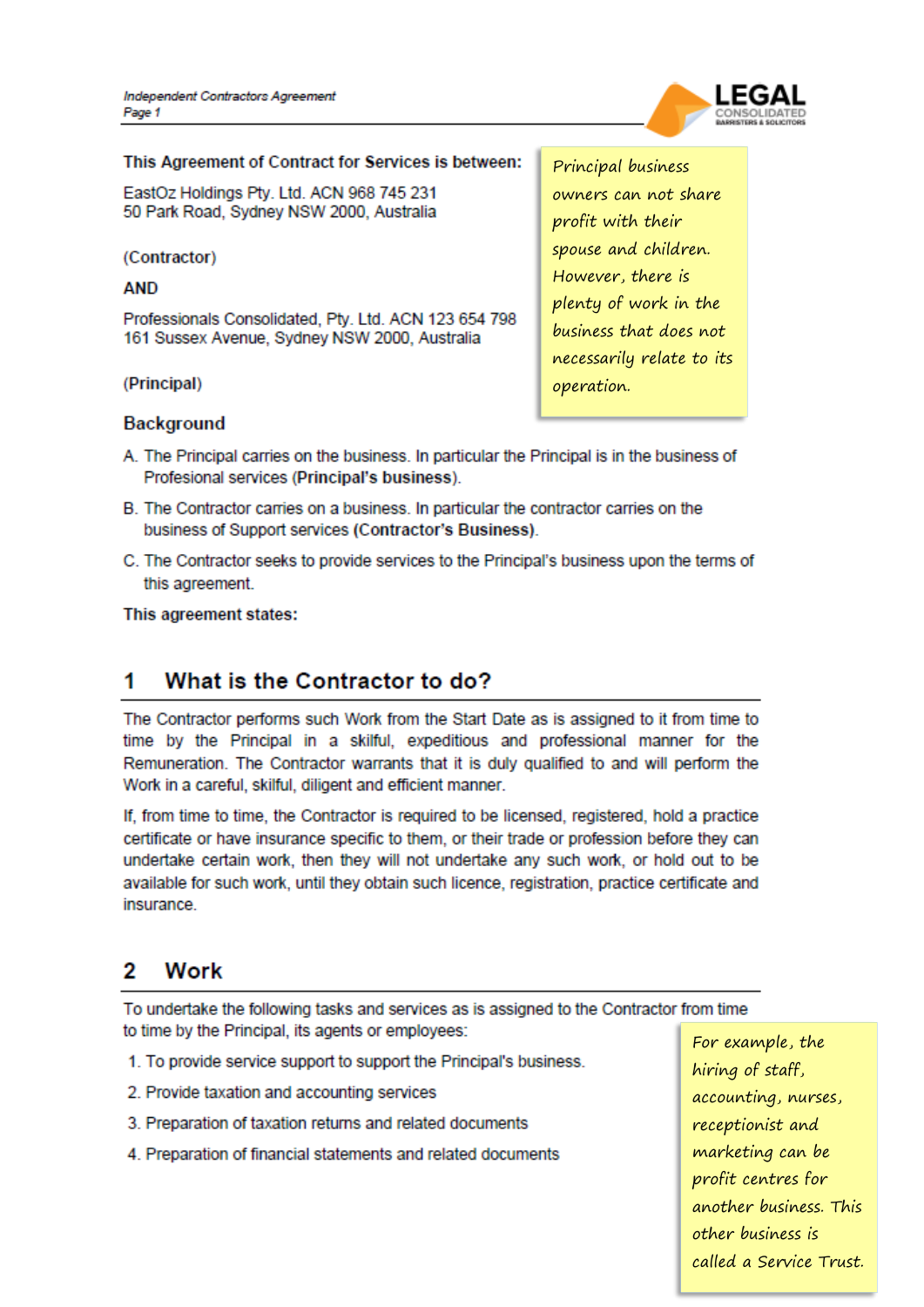This Agreement of Contract for Services is between:

EastOz Holdings Pty. Ltd. ACN 968 745 231
50 Park Road, Sydney NSW 2000, Australia

(Contractor)

**AND**

Professionals Consolidated, Pty. Ltd. ACN 123 654 798
161 Sussex Avenue, Sydney NSW 2000, Australia

(Principal)

> *Principal business owners can not share profit with their spouse and children. However, there is plenty of work in the business that does not necessarily relate to its operation.*

## Background

A. The Principal carries on the business. In particular the Principal is in the business of Profesional services (**Principal's business**).

B. The Contractor carries on a business. In particular the contractor carries on the business of Support services (**Contractor's Business**).

C. The Contractor seeks to provide services to the Principal's business upon the terms of this agreement.

**This agreement states:**

## 1 What is the Contractor to do?

The Contractor performs such Work from the Start Date as is assigned to it from time to time by the Principal in a skilful, expeditious and professional manner for the Remuneration. The Contractor warrants that it is duly qualified to and will perform the Work in a careful, skilful, diligent and efficient manner.

If, from time to time, the Contractor is required to be licensed, registered, hold a practice certificate or have insurance specific to them, or their trade or profession before they can undertake certain work, then they will not undertake any such work, or hold out to be available for such work, until they obtain such licence, registration, practice certificate and insurance.

## 2 Work

To undertake the following tasks and services as is assigned to the Contractor from time to time by the Principal, its agents or employees:

1. To provide service support to support the Principal's business.
2. Provide taxation and accounting services
3. Preparation of taxation returns and related documents
4. Preparation of financial statements and related documents

> *For example, the hiring of staff, accounting, nurses, receptionist and marketing can be profit centres for another business. This other business is called a Service Trust.*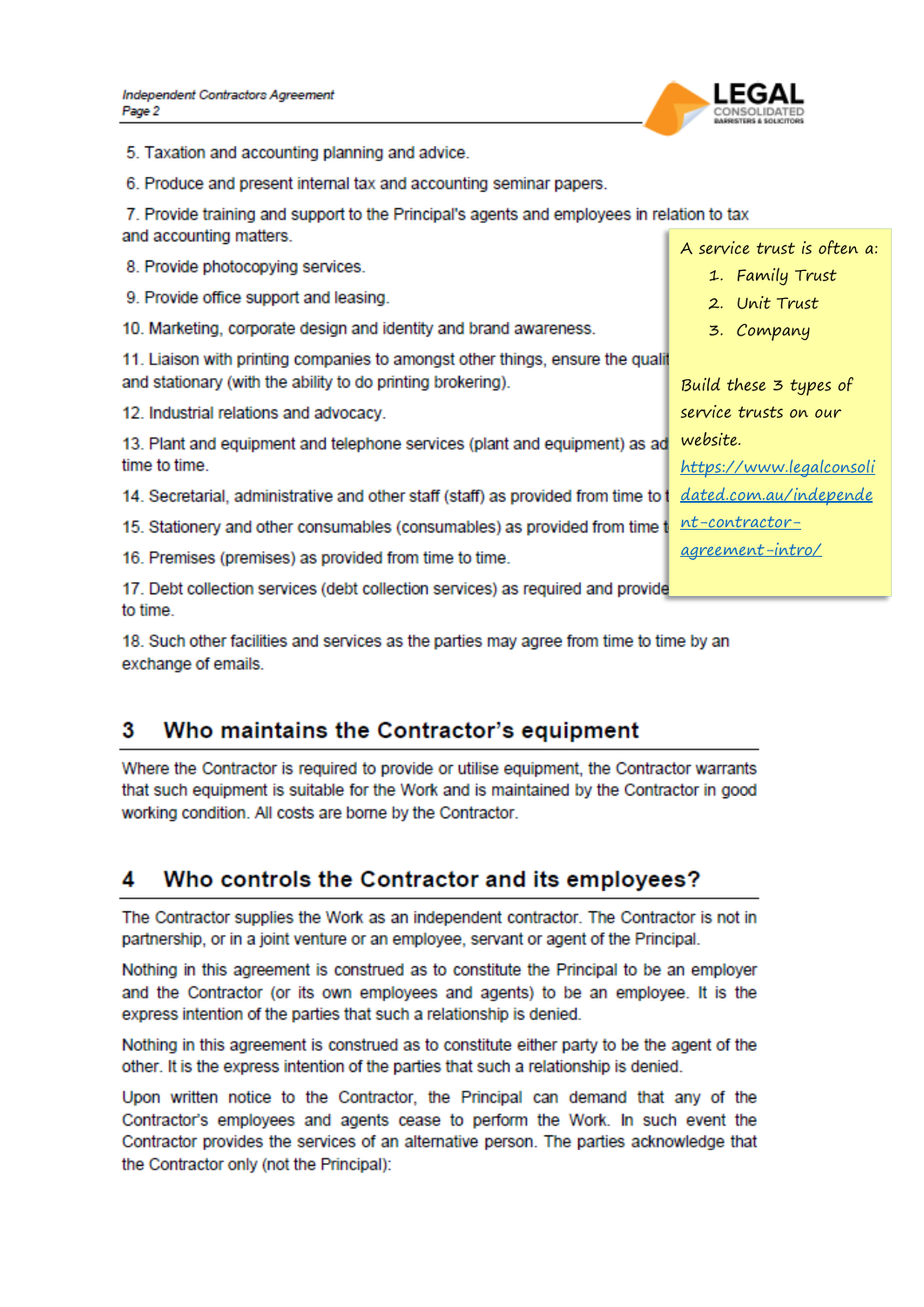5. Taxation and accounting planning and advice.

6. Produce and present internal tax and accounting seminar papers.

7. Provide training and support to the Principal's agents and employees in relation to tax and accounting matters.

8. Provide photocopying services.

9. Provide office support and leasing.

10. Marketing, corporate design and identity and brand awareness.

11. Liaison with printing companies to amongst other things, ensure the qualit and stationary (with the ability to do printing brokering).

12. Industrial relations and advocacy.

13. Plant and equipment and telephone services (plant and equipment) as ad time to time.

14. Secretarial, administrative and other staff (staff) as provided from time to t

15. Stationery and other consumables (consumables) as provided from time t

16. Premises (premises) as provided from time to time.

17. Debt collection services (debt collection services) as required and provide to time.

18. Such other facilities and services as the parties may agree from time to time by an exchange of emails.

> A service trust is often a:
> 1. Family Trust
> 2. Unit Trust
> 3. Company
>
> Build these 3 types of service trusts on our website. https://www.legalconsolidated.com.au/independent-contractor-agreement-intro/

## 3 Who maintains the Contractor's equipment

Where the Contractor is required to provide or utilise equipment, the Contractor warrants that such equipment is suitable for the Work and is maintained by the Contractor in good working condition. All costs are borne by the Contractor.

## 4 Who controls the Contractor and its employees?

The Contractor supplies the Work as an independent contractor. The Contractor is not in partnership, or in a joint venture or an employee, servant or agent of the Principal.

Nothing in this agreement is construed as to constitute the Principal to be an employer and the Contractor (or its own employees and agents) to be an employee. It is the express intention of the parties that such a relationship is denied.

Nothing in this agreement is construed as to constitute either party to be the agent of the other. It is the express intention of the parties that such a relationship is denied.

Upon written notice to the Contractor, the Principal can demand that any of the Contractor's employees and agents cease to perform the Work. In such event the Contractor provides the services of an alternative person. The parties acknowledge that the Contractor only (not the Principal):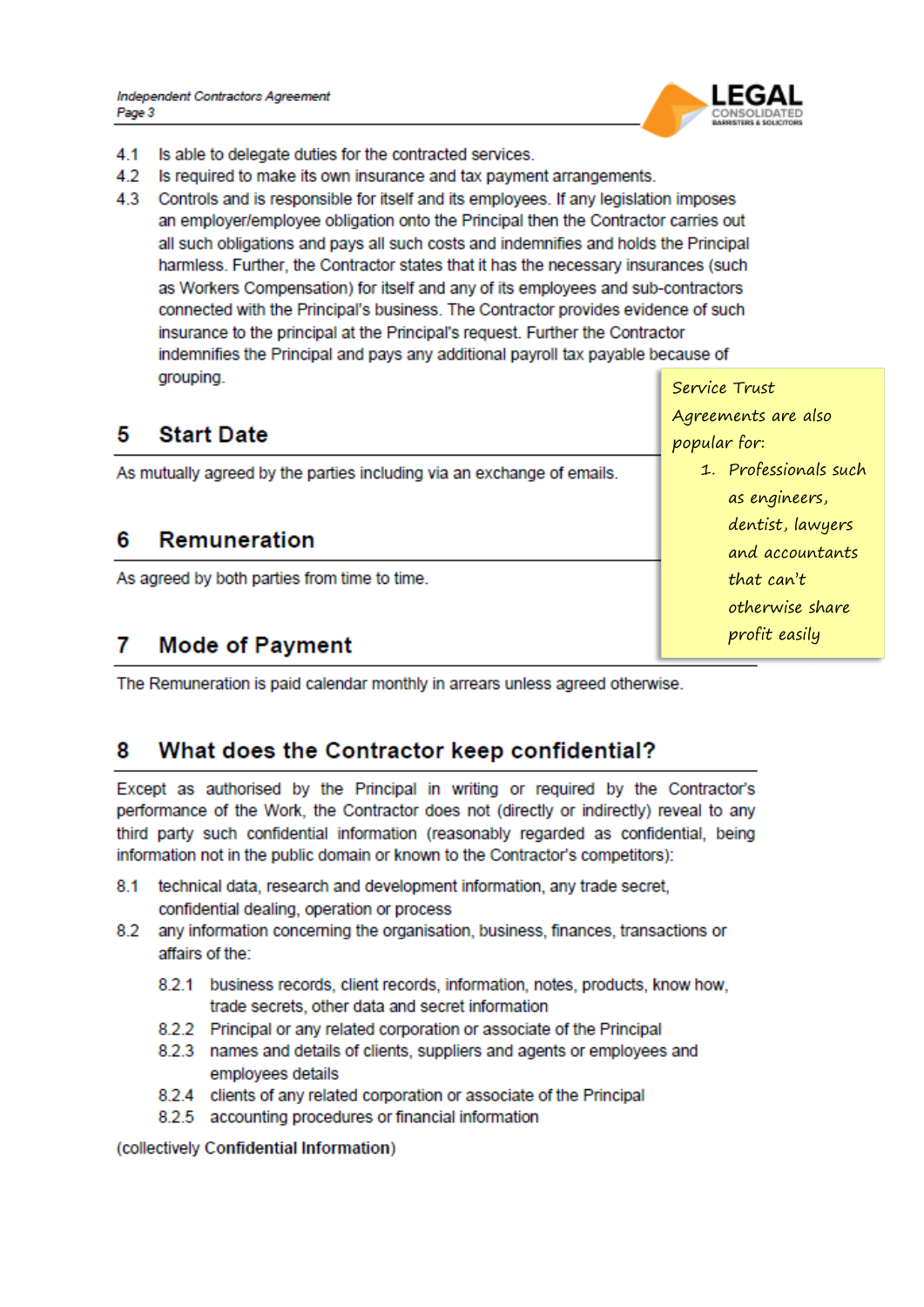4.1 Is able to delegate duties for the contracted services.

4.2 Is required to make its own insurance and tax payment arrangements.

4.3 Controls and is responsible for itself and its employees. If any legislation imposes an employer/employee obligation onto the Principal then the Contractor carries out all such obligations and pays all such costs and indemnifies and holds the Principal harmless. Further, the Contractor states that it has the necessary insurances (such as Workers Compensation) for itself and any of its employees and sub-contractors connected with the Principal's business. The Contractor provides evidence of such insurance to the principal at the Principal's request. Further the Contractor indemnifies the Principal and pays any additional payroll tax payable because of grouping.

> Service Trust Agreements are also popular for:
>
> 1. Professionals such as engineers, dentist, lawyers and accountants that can't otherwise share profit easily

## 5 Start Date

As mutually agreed by the parties including via an exchange of emails.

## 6 Remuneration

As agreed by both parties from time to time.

## 7 Mode of Payment

The Remuneration is paid calendar monthly in arrears unless agreed otherwise.

## 8 What does the Contractor keep confidential?

Except as authorised by the Principal in writing or required by the Contractor's performance of the Work, the Contractor does not (directly or indirectly) reveal to any third party such confidential information (reasonably regarded as confidential, being information not in the public domain or known to the Contractor's competitors):

8.1 technical data, research and development information, any trade secret, confidential dealing, operation or process

8.2 any information concerning the organisation, business, finances, transactions or affairs of the:

- 8.2.1 business records, client records, information, notes, products, know how, trade secrets, other data and secret information
- 8.2.2 Principal or any related corporation or associate of the Principal
- 8.2.3 names and details of clients, suppliers and agents or employees and employees details
- 8.2.4 clients of any related corporation or associate of the Principal
- 8.2.5 accounting procedures or financial information

(collectively **Confidential Information**)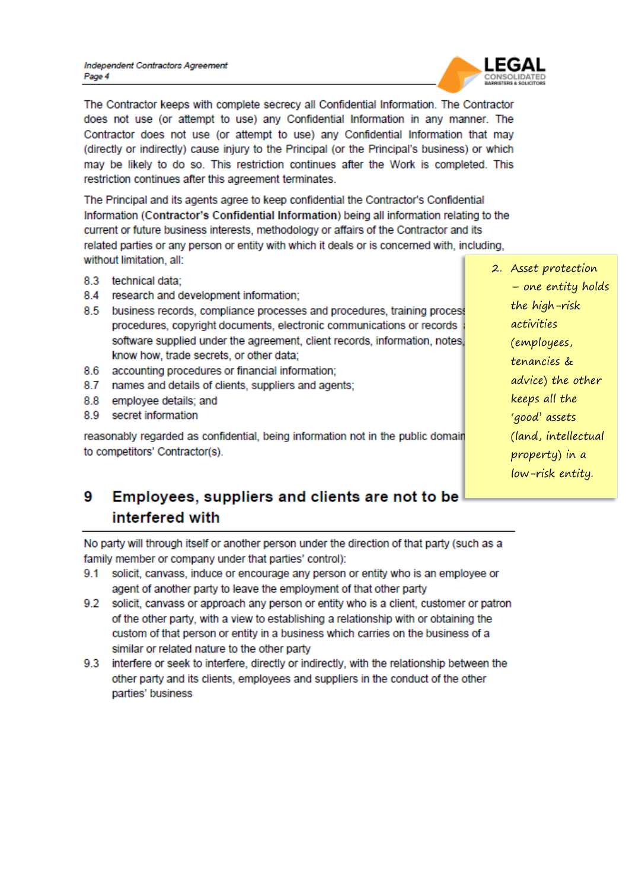The Contractor keeps with complete secrecy all Confidential Information. The Contractor does not use (or attempt to use) any Confidential Information in any manner. The Contractor does not use (or attempt to use) any Confidential Information that may (directly or indirectly) cause injury to the Principal (or the Principal's business) or which may be likely to do so. This restriction continues after the Work is completed. This restriction continues after this agreement terminates.

The Principal and its agents agree to keep confidential the Contractor's Confidential Information (**Contractor's Confidential Information**) being all information relating to the current or future business interests, methodology or affairs of the Contractor and its related parties or any person or entity with which it deals or is concerned with, including, without limitation, all:

8.3 technical data;

8.4 research and development information;

8.5 business records, compliance processes and procedures, training process procedures, copyright documents, electronic communications or records software supplied under the agreement, client records, information, notes, know how, trade secrets, or other data;

8.6 accounting procedures or financial information;

8.7 names and details of clients, suppliers and agents;

8.8 employee details; and

8.9 secret information

reasonably regarded as confidential, being information not in the public domain to competitors' Contractor(s).

> 2. Asset protection – one entity holds the high-risk activities (employees, tenancies & advice) the other keeps all the 'good' assets (land, intellectual property) in a low-risk entity.

## 9 Employees, suppliers and clients are not to be interfered with

No party will through itself or another person under the direction of that party (such as a family member or company under that parties' control):

9.1 solicit, canvass, induce or encourage any person or entity who is an employee or agent of another party to leave the employment of that other party

9.2 solicit, canvass or approach any person or entity who is a client, customer or patron of the other party, with a view to establishing a relationship with or obtaining the custom of that person or entity in a business which carries on the business of a similar or related nature to the other party

9.3 interfere or seek to interfere, directly or indirectly, with the relationship between the other party and its clients, employees and suppliers in the conduct of the other parties' business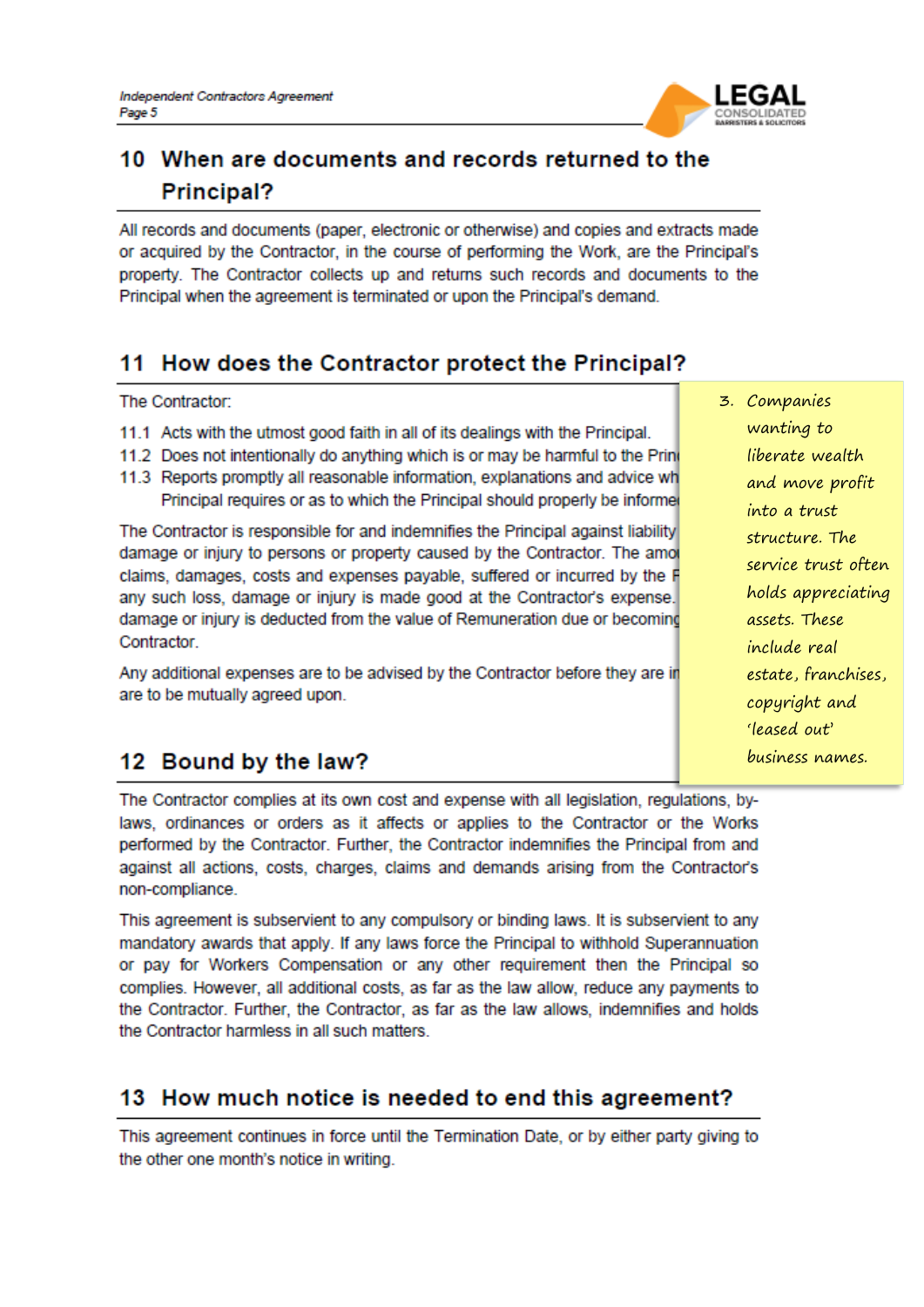## 10 When are documents and records returned to the Principal?

All records and documents (paper, electronic or otherwise) and copies and extracts made or acquired by the Contractor, in the course of performing the Work, are the Principal's property. The Contractor collects up and returns such records and documents to the Principal when the agreement is terminated or upon the Principal's demand.

## 11 How does the Contractor protect the Principal?

The Contractor:

11.1 Acts with the utmost good faith in all of its dealings with the Principal.

11.2 Does not intentionally do anything which is or may be harmful to the Prin

11.3 Reports promptly all reasonable information, explanations and advice wh Principal requires or as to which the Principal should properly be informe

The Contractor is responsible for and indemnifies the Principal against liability damage or injury to persons or property caused by the Contractor. The amo claims, damages, costs and expenses payable, suffered or incurred by the F any such loss, damage or injury is made good at the Contractor's expense. damage or injury is deducted from the value of Remuneration due or becomin Contractor.

Any additional expenses are to be advised by the Contractor before they are ir are to be mutually agreed upon.

3. Companies wanting to liberate wealth and move profit into a trust structure. The service trust often holds appreciating assets. These include real estate, franchises, copyright and 'leased out' business names.

## 12 Bound by the law?

The Contractor complies at its own cost and expense with all legislation, regulations, by-laws, ordinances or orders as it affects or applies to the Contractor or the Works performed by the Contractor. Further, the Contractor indemnifies the Principal from and against all actions, costs, charges, claims and demands arising from the Contractor's non-compliance.

This agreement is subservient to any compulsory or binding laws. It is subservient to any mandatory awards that apply. If any laws force the Principal to withhold Superannuation or pay for Workers Compensation or any other requirement then the Principal so complies. However, all additional costs, as far as the law allow, reduce any payments to the Contractor. Further, the Contractor, as far as the law allows, indemnifies and holds the Contractor harmless in all such matters.

## 13 How much notice is needed to end this agreement?

This agreement continues in force until the Termination Date, or by either party giving to the other one month's notice in writing.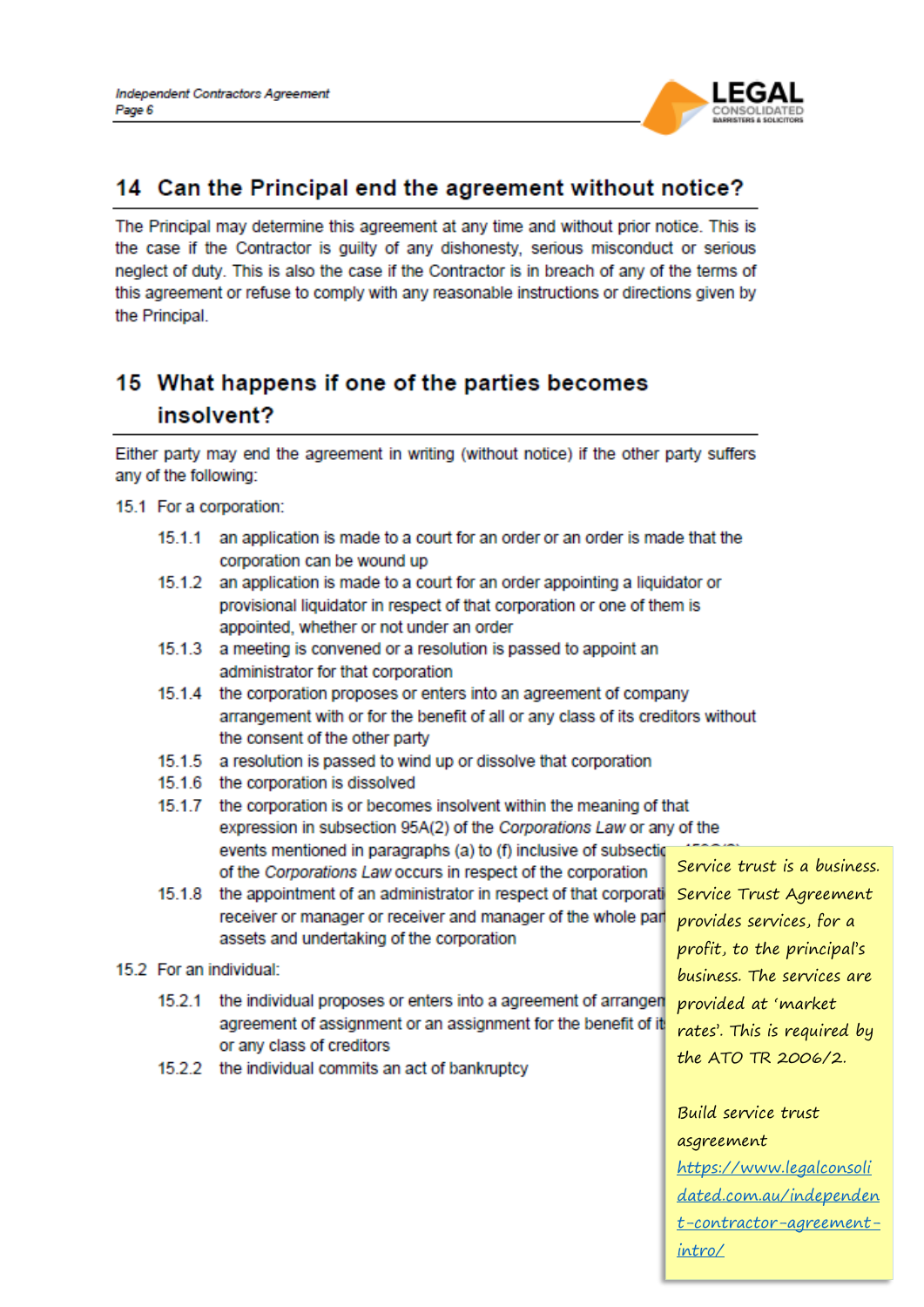## 14 Can the Principal end the agreement without notice?

The Principal may determine this agreement at any time and without prior notice. This is the case if the Contractor is guilty of any dishonesty, serious misconduct or serious neglect of duty. This is also the case if the Contractor is in breach of any of the terms of this agreement or refuse to comply with any reasonable instructions or directions given by the Principal.

## 15 What happens if one of the parties becomes insolvent?

Either party may end the agreement in writing (without notice) if the other party suffers any of the following:

15.1 For a corporation:

- 15.1.1 an application is made to a court for an order or an order is made that the corporation can be wound up
- 15.1.2 an application is made to a court for an order appointing a liquidator or provisional liquidator in respect of that corporation or one of them is appointed, whether or not under an order
- 15.1.3 a meeting is convened or a resolution is passed to appoint an administrator for that corporation
- 15.1.4 the corporation proposes or enters into an agreement of company arrangement with or for the benefit of all or any class of its creditors without the consent of the other party
- 15.1.5 a resolution is passed to wind up or dissolve that corporation
- 15.1.6 the corporation is dissolved
- 15.1.7 the corporation is or becomes insolvent within the meaning of that expression in subsection 95A(2) of the *Corporations Law* or any of the events mentioned in paragraphs (a) to (f) inclusive of subsectio[n 459C(2)] of the *Corporations Law* occurs in respect of the corporation
- 15.1.8 the appointment of an administrator in respect of that corporati[on …] receiver or manager or receiver and manager of the whole par[t …] assets and undertaking of the corporation

15.2 For an individual:

- 15.2.1 the individual proposes or enters into a agreement of arrangen[ment …] agreement of assignment or an assignment for the benefit of it[s …] or any class of creditors
- 15.2.2 the individual commits an act of bankruptcy

Service trust is a business. Service Trust Agreement provides services, for a profit, to the principal's business. The services are provided at 'market rates'. This is required by the ATO TR 2006/2.

Build service trust asgreement [https://www.legalconsolidated.com.au/independent-contractor-agreement-intro/](https://www.legalconsolidated.com.au/independent-contractor-agreement-intro/)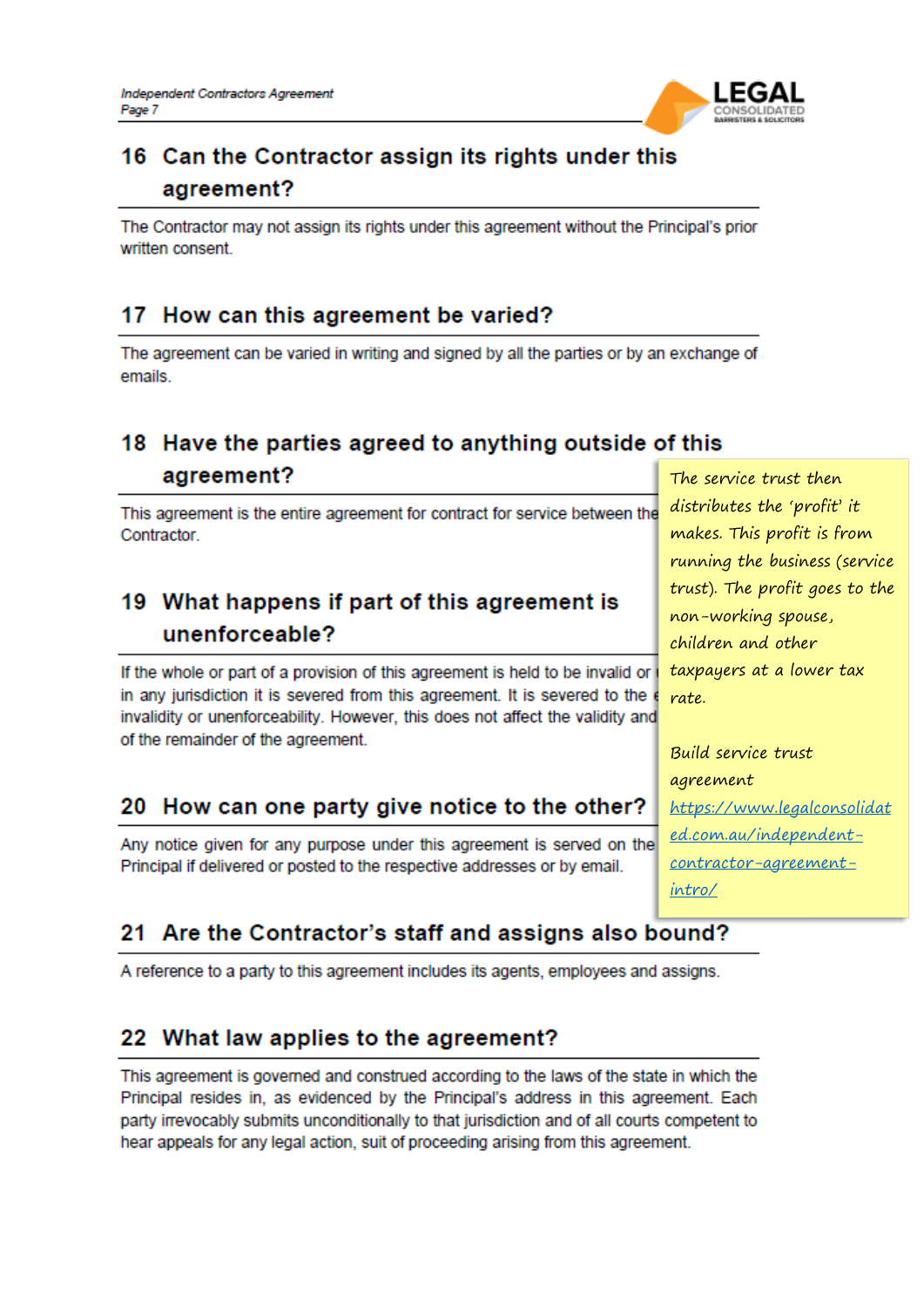## 16 Can the Contractor assign its rights under this agreement?

The Contractor may not assign its rights under this agreement without the Principal's prior written consent.

## 17 How can this agreement be varied?

The agreement can be varied in writing and signed by all the parties or by an exchange of emails.

## 18 Have the parties agreed to anything outside of this agreement?

This agreement is the entire agreement for contract for service between the Contractor.

## 19 What happens if part of this agreement is unenforceable?

If the whole or part of a provision of this agreement is held to be invalid or in any jurisdiction it is severed from this agreement. It is severed to the invalidity or unenforceability. However, this does not affect the validity and of the remainder of the agreement.

## 20 How can one party give notice to the other?

Any notice given for any purpose under this agreement is served on the Principal if delivered or posted to the respective addresses or by email.

> The service trust then distributes the 'profit' it makes. This profit is from running the business (service trust). The profit goes to the non-working spouse, children and other taxpayers at a lower tax rate.
>
> Build service trust agreement [https://www.legalconsolidated.com.au/independent-contractor-agreement-intro/](https://www.legalconsolidated.com.au/independent-contractor-agreement-intro/)

## 21 Are the Contractor's staff and assigns also bound?

A reference to a party to this agreement includes its agents, employees and assigns.

## 22 What law applies to the agreement?

This agreement is governed and construed according to the laws of the state in which the Principal resides in, as evidenced by the Principal's address in this agreement. Each party irrevocably submits unconditionally to that jurisdiction and of all courts competent to hear appeals for any legal action, suit of proceeding arising from this agreement.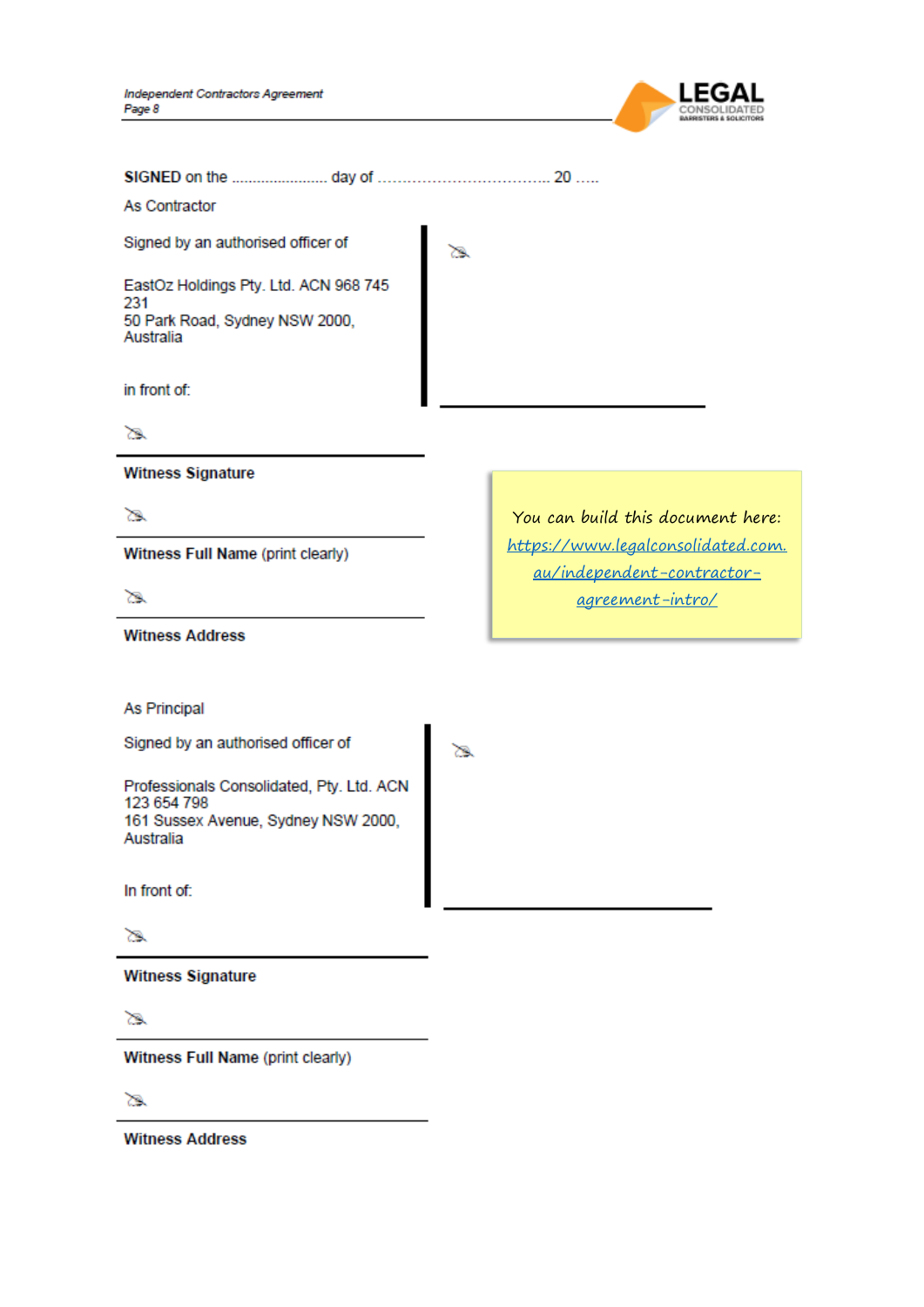**SIGNED** on the ...................... day of ................................. 20 .....

As Contractor

Signed by an authorised officer of

EastOz Holdings Pty. Ltd. ACN 968 745 231
50 Park Road, Sydney NSW 2000, Australia

in front of:

**Witness Signature**

**Witness Full Name** (print clearly)

**Witness Address**

You can build this document here: https://www.legalconsolidated.com.au/independent-contractor-agreement-intro/

As Principal

Signed by an authorised officer of

Professionals Consolidated, Pty. Ltd. ACN 123 654 798
161 Sussex Avenue, Sydney NSW 2000, Australia

In front of:

**Witness Signature**

**Witness Full Name** (print clearly)

**Witness Address**